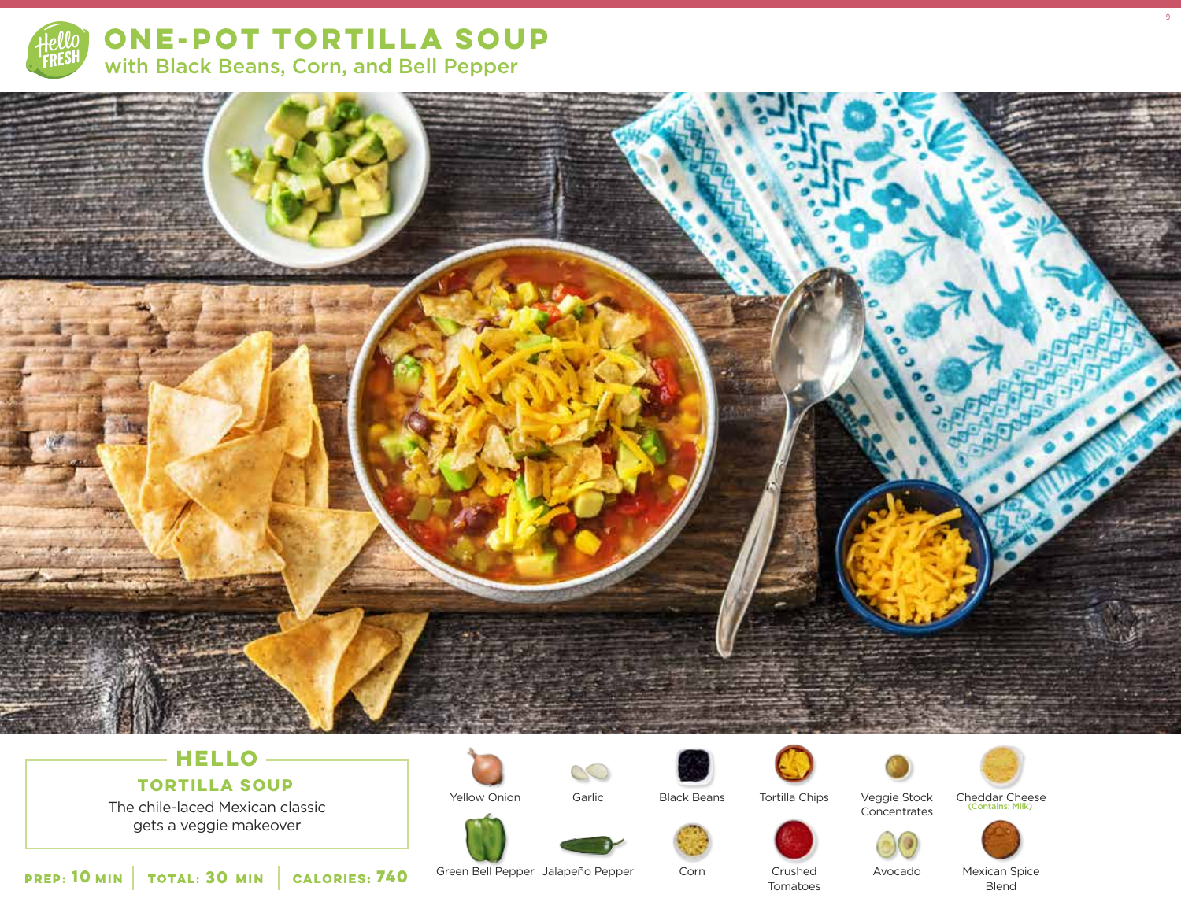# ONE-POT TORTILLA SOUP

## with Black Beans, Corn, and Bell Pepper

## HELLO

### TORTILLA SOUP

The chile-laced Mexican classic gets a veggie makeover

**PREP: 10 MIN** | **TOTAL: 30 MIN** | **CALORIES: 740**

- Yellow Onion
- Garlic
- Black Beans
- Tortilla Chips
- Veggie Stock Concentrates
- Cheddar Cheese (Contains: Milk)
- Green Bell Pepper
- Jalapeño Pepper
- Corn
- Crushed Tomatoes
- Avocado
- Mexican Spice Blend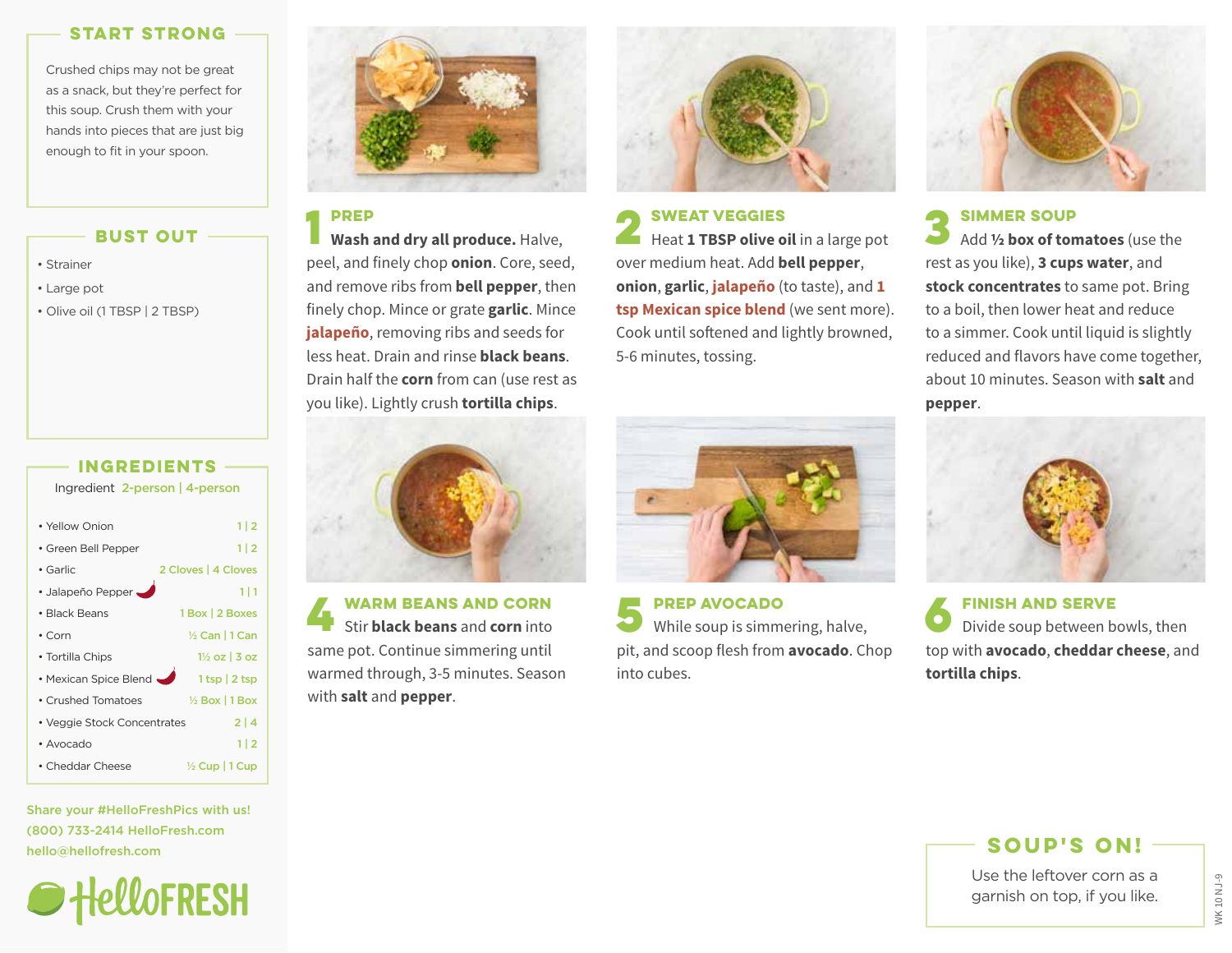## START STRONG

Crushed chips may not be great as a snack, but they're perfect for this soup. Crush them with your hands into pieces that are just big enough to fit in your spoon.

## BUST OUT

- Strainer
- Large pot
- Olive oil (1 TBSP | 2 TBSP)

## INGREDIENTS

| Ingredient | 2-person \| 4-person |
|---|---|
| Yellow Onion | 1 \| 2 |
| Green Bell Pepper | 1 \| 2 |
| Garlic | 2 Cloves \| 4 Cloves |
| Jalapeño Pepper | 1 \| 1 |
| Black Beans | 1 Box \| 2 Boxes |
| Corn | ½ Can \| 1 Can |
| Tortilla Chips | 1½ oz \| 3 oz |
| Mexican Spice Blend | 1 tsp \| 2 tsp |
| Crushed Tomatoes | ½ Box \| 1 Box |
| Veggie Stock Concentrates | 2 \| 4 |
| Avocado | 1 \| 2 |
| Cheddar Cheese | ½ Cup \| 1 Cup |

Share your #HelloFreshPics with us!
(800) 733-2414 HelloFresh.com
hello@hellofresh.com

HelloFRESH

### 1 PREP

**Wash and dry all produce.** Halve, peel, and finely chop **onion**. Core, seed, and remove ribs from **bell pepper**, then finely chop. Mince or grate **garlic**. Mince **jalapeño**, removing ribs and seeds for less heat. Drain and rinse **black beans**. Drain half the **corn** from can (use rest as you like). Lightly crush **tortilla chips**.

### 2 SWEAT VEGGIES

Heat **1 TBSP olive oil** in a large pot over medium heat. Add **bell pepper**, **onion**, **garlic**, **jalapeño** (to taste), and **1 tsp Mexican spice blend** (we sent more). Cook until softened and lightly browned, 5-6 minutes, tossing.

### 3 SIMMER SOUP

Add **½ box of tomatoes** (use the rest as you like), **3 cups water**, and **stock concentrates** to same pot. Bring to a boil, then lower heat and reduce to a simmer. Cook until liquid is slightly reduced and flavors have come together, about 10 minutes. Season with **salt** and **pepper**.

### 4 WARM BEANS AND CORN

Stir **black beans** and **corn** into same pot. Continue simmering until warmed through, 3-5 minutes. Season with **salt** and **pepper**.

### 5 PREP AVOCADO

While soup is simmering, halve, pit, and scoop flesh from **avocado**. Chop into cubes.

### 6 FINISH AND SERVE

Divide soup between bowls, then top with **avocado**, **cheddar cheese**, and **tortilla chips**.

## SOUP'S ON!

Use the leftover corn as a garnish on top, if you like.

WK 10 NJ-9